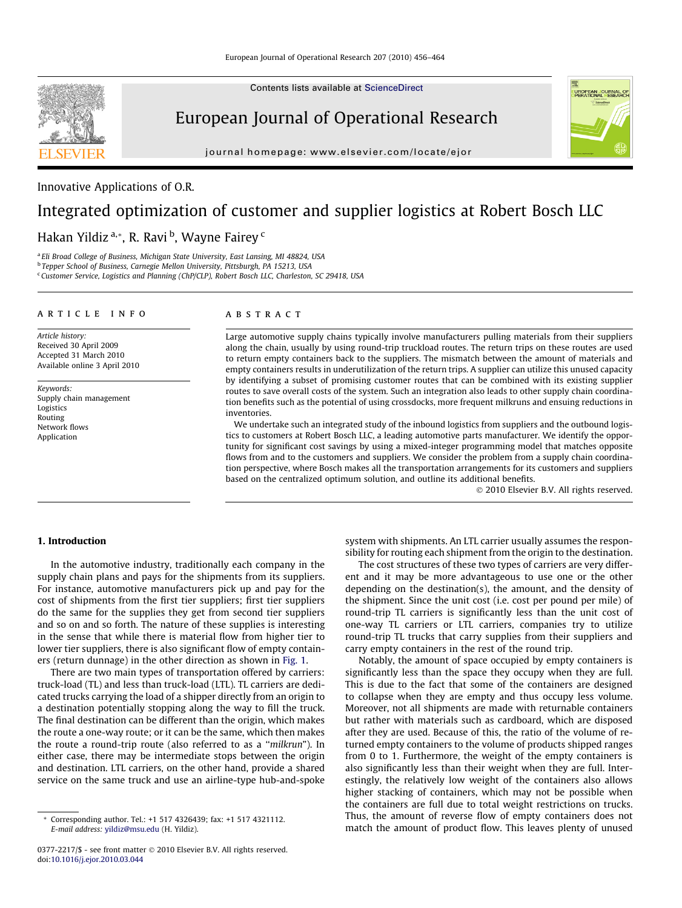Innovative Applications of O.R.

# Integrated optimization of customer and supplier logistics at Robert Bosch LLC

Hakan Yildiz [a,*], R. Ravi [b], Wayne Fairey [c]

[a] Eli Broad College of Business, Michigan State University, East Lansing, MI 48824, USA
[b] Tepper School of Business, Carnegie Mellon University, Pittsburgh, PA 15213, USA
[c] Customer Service, Logistics and Planning (ChP/CLP), Robert Bosch LLC, Charleston, SC 29418, USA

**ARTICLE INFO**

*Article history:*
Received 30 April 2009
Accepted 31 March 2010
Available online 3 April 2010

*Keywords:*
Supply chain management
Logistics
Routing
Network flows
Application

**ABSTRACT**

Large automotive supply chains typically involve manufacturers pulling materials from their suppliers along the chain, usually by using round-trip truckload routes. The return trips on these routes are used to return empty containers back to the suppliers. The mismatch between the amount of materials and empty containers results in underutilization of the return trips. A supplier can utilize this unused capacity by identifying a subset of promising customer routes that can be combined with its existing supplier routes to save overall costs of the system. Such an integration also leads to other supply chain coordination benefits such as the potential of using crossdocks, more frequent milkruns and ensuing reductions in inventories.

We undertake such an integrated study of the inbound logistics from suppliers and the outbound logistics to customers at Robert Bosch LLC, a leading automotive parts manufacturer. We identify the opportunity for significant cost savings by using a mixed-integer programming model that matches opposite flows from and to the customers and suppliers. We consider the problem from a supply chain coordination perspective, where Bosch makes all the transportation arrangements for its customers and suppliers based on the centralized optimum solution, and outline its additional benefits.

© 2010 Elsevier B.V. All rights reserved.

## 1. Introduction

In the automotive industry, traditionally each company in the supply chain plans and pays for the shipments from its suppliers. For instance, automotive manufacturers pick up and pay for the cost of shipments from the first tier suppliers; first tier suppliers do the same for the supplies they get from second tier suppliers and so on and so forth. The nature of these supplies is interesting in the sense that while there is material flow from higher tier to lower tier suppliers, there is also significant flow of empty containers (return dunnage) in the other direction as shown in Fig. 1.

There are two main types of transportation offered by carriers: truck-load (TL) and less than truck-load (LTL). TL carriers are dedicated trucks carrying the load of a shipper directly from an origin to a destination potentially stopping along the way to fill the truck. The final destination can be different than the origin, which makes the route a one-way route; or it can be the same, which then makes the route a round-trip route (also referred to as a "*milkrun*"). In either case, there may be intermediate stops between the origin and destination. LTL carriers, on the other hand, provide a shared service on the same truck and use an airline-type hub-and-spoke system with shipments. An LTL carrier usually assumes the responsibility for routing each shipment from the origin to the destination.

The cost structures of these two types of carriers are very different and it may be more advantageous to use one or the other depending on the destination(s), the amount, and the density of the shipment. Since the unit cost (i.e. cost per pound per mile) of round-trip TL carriers is significantly less than the unit cost of one-way TL carriers or LTL carriers, companies try to utilize round-trip TL trucks that carry supplies from their suppliers and carry empty containers in the rest of the round trip.

Notably, the amount of space occupied by empty containers is significantly less than the space they occupy when they are full. This is due to the fact that some of the containers are designed to collapse when they are empty and thus occupy less volume. Moreover, not all shipments are made with returnable containers but rather with materials such as cardboard, which are disposed after they are used. Because of this, the ratio of the volume of returned empty containers to the volume of products shipped ranges from 0 to 1. Furthermore, the weight of the empty containers is also significantly less than their weight when they are full. Interestingly, the relatively low weight of the containers also allows higher stacking of containers, which may not be possible when the containers are full due to total weight restrictions on trucks. Thus, the amount of reverse flow of empty containers does not match the amount of product flow. This leaves plenty of unused

* Corresponding author. Tel.: +1 517 4326439; fax: +1 517 4321112.
*E-mail address:* yildiz@msu.edu (H. Yildiz).

0377-2217/$ - see front matter © 2010 Elsevier B.V. All rights reserved.
doi:10.1016/j.ejor.2010.03.044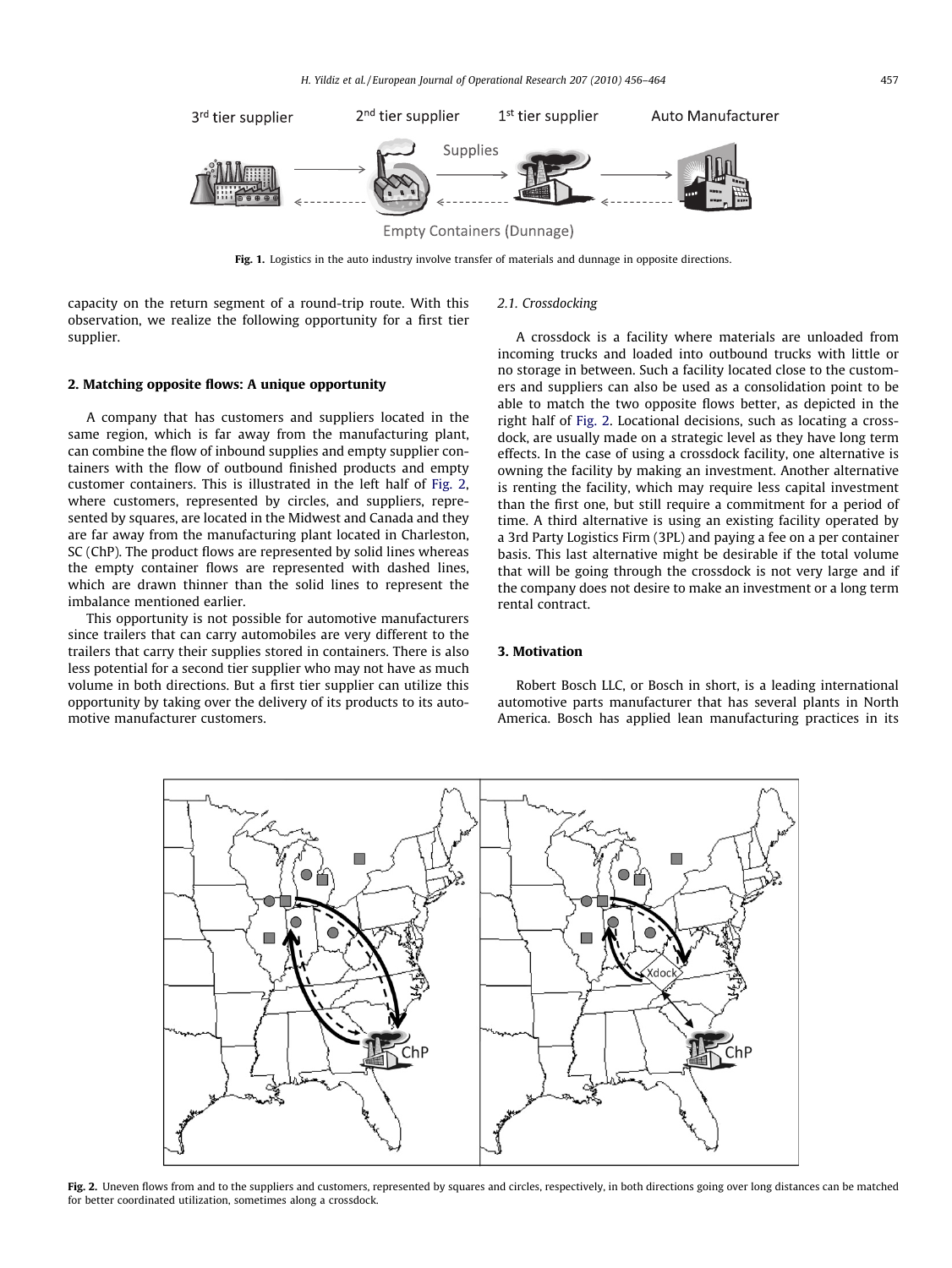Fig. 1. Logistics in the auto industry involve transfer of materials and dunnage in opposite directions.

capacity on the return segment of a round-trip route. With this observation, we realize the following opportunity for a first tier supplier.

## 2. Matching opposite flows: A unique opportunity

A company that has customers and suppliers located in the same region, which is far away from the manufacturing plant, can combine the flow of inbound supplies and empty supplier containers with the flow of outbound finished products and empty customer containers. This is illustrated in the left half of Fig. 2, where customers, represented by circles, and suppliers, represented by squares, are located in the Midwest and Canada and they are far away from the manufacturing plant located in Charleston, SC (ChP). The product flows are represented by solid lines whereas the empty container flows are represented with dashed lines, which are drawn thinner than the solid lines to represent the imbalance mentioned earlier.

This opportunity is not possible for automotive manufacturers since trailers that can carry automobiles are very different to the trailers that carry their supplies stored in containers. There is also less potential for a second tier supplier who may not have as much volume in both directions. But a first tier supplier can utilize this opportunity by taking over the delivery of its products to its automotive manufacturer customers.

### 2.1. Crossdocking

A crossdock is a facility where materials are unloaded from incoming trucks and loaded into outbound trucks with little or no storage in between. Such a facility located close to the customers and suppliers can also be used as a consolidation point to be able to match the two opposite flows better, as depicted in the right half of Fig. 2. Locational decisions, such as locating a crossdock, are usually made on a strategic level as they have long term effects. In the case of using a crossdock facility, one alternative is owning the facility by making an investment. Another alternative is renting the facility, which may require less capital investment than the first one, but still require a commitment for a period of time. A third alternative is using an existing facility operated by a 3rd Party Logistics Firm (3PL) and paying a fee on a per container basis. This last alternative might be desirable if the total volume that will be going through the crossdock is not very large and if the company does not desire to make an investment or a long term rental contract.

## 3. Motivation

Robert Bosch LLC, or Bosch in short, is a leading international automotive parts manufacturer that has several plants in North America. Bosch has applied lean manufacturing practices in its

Fig. 2. Uneven flows from and to the suppliers and customers, represented by squares and circles, respectively, in both directions going over long distances can be matched for better coordinated utilization, sometimes along a crossdock.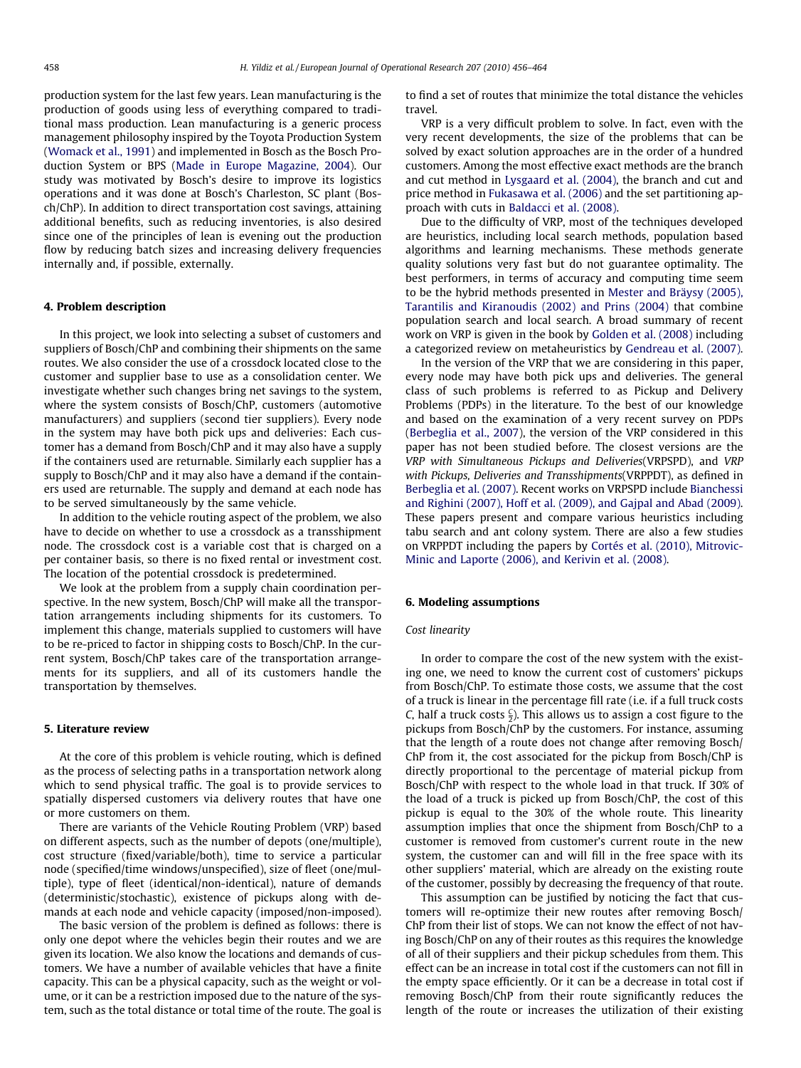production system for the last few years. Lean manufacturing is the production of goods using less of everything compared to traditional mass production. Lean manufacturing is a generic process management philosophy inspired by the Toyota Production System (Womack et al., 1991) and implemented in Bosch as the Bosch Production System or BPS (Made in Europe Magazine, 2004). Our study was motivated by Bosch's desire to improve its logistics operations and it was done at Bosch's Charleston, SC plant (Bosch/ChP). In addition to direct transportation cost savings, attaining additional benefits, such as reducing inventories, is also desired since one of the principles of lean is evening out the production flow by reducing batch sizes and increasing delivery frequencies internally and, if possible, externally.

## 4. Problem description

In this project, we look into selecting a subset of customers and suppliers of Bosch/ChP and combining their shipments on the same routes. We also consider the use of a crossdock located close to the customer and supplier base to use as a consolidation center. We investigate whether such changes bring net savings to the system, where the system consists of Bosch/ChP, customers (automotive manufacturers) and suppliers (second tier suppliers). Every node in the system may have both pick ups and deliveries: Each customer has a demand from Bosch/ChP and it may also have a supply if the containers used are returnable. Similarly each supplier has a supply to Bosch/ChP and it may also have a demand if the containers used are returnable. The supply and demand at each node has to be served simultaneously by the same vehicle.

In addition to the vehicle routing aspect of the problem, we also have to decide on whether to use a crossdock as a transshipment node. The crossdock cost is a variable cost that is charged on a per container basis, so there is no fixed rental or investment cost. The location of the potential crossdock is predetermined.

We look at the problem from a supply chain coordination perspective. In the new system, Bosch/ChP will make all the transportation arrangements including shipments for its customers. To implement this change, materials supplied to customers will have to be re-priced to factor in shipping costs to Bosch/ChP. In the current system, Bosch/ChP takes care of the transportation arrangements for its suppliers, and all of its customers handle the transportation by themselves.

## 5. Literature review

At the core of this problem is vehicle routing, which is defined as the process of selecting paths in a transportation network along which to send physical traffic. The goal is to provide services to spatially dispersed customers via delivery routes that have one or more customers on them.

There are variants of the Vehicle Routing Problem (VRP) based on different aspects, such as the number of depots (one/multiple), cost structure (fixed/variable/both), time to service a particular node (specified/time windows/unspecified), size of fleet (one/multiple), type of fleet (identical/non-identical), nature of demands (deterministic/stochastic), existence of pickups along with demands at each node and vehicle capacity (imposed/non-imposed).

The basic version of the problem is defined as follows: there is only one depot where the vehicles begin their routes and we are given its location. We also know the locations and demands of customers. We have a number of available vehicles that have a finite capacity. This can be a physical capacity, such as the weight or volume, or it can be a restriction imposed due to the nature of the system, such as the total distance or total time of the route. The goal is to find a set of routes that minimize the total distance the vehicles travel.

VRP is a very difficult problem to solve. In fact, even with the very recent developments, the size of the problems that can be solved by exact solution approaches are in the order of a hundred customers. Among the most effective exact methods are the branch and cut method in Lysgaard et al. (2004), the branch and cut and price method in Fukasawa et al. (2006) and the set partitioning approach with cuts in Baldacci et al. (2008).

Due to the difficulty of VRP, most of the techniques developed are heuristics, including local search methods, population based algorithms and learning mechanisms. These methods generate quality solutions very fast but do not guarantee optimality. The best performers, in terms of accuracy and computing time seem to be the hybrid methods presented in Mester and Bräysy (2005), Tarantilis and Kiranoudis (2002) and Prins (2004) that combine population search and local search. A broad summary of recent work on VRP is given in the book by Golden et al. (2008) including a categorized review on metaheuristics by Gendreau et al. (2007).

In the version of the VRP that we are considering in this paper, every node may have both pick ups and deliveries. The general class of such problems is referred to as Pickup and Delivery Problems (PDPs) in the literature. To the best of our knowledge and based on the examination of a very recent survey on PDPs (Berbeglia et al., 2007), the version of the VRP considered in this paper has not been studied before. The closest versions are the *VRP with Simultaneous Pickups and Deliveries*(VRPSPD), and *VRP with Pickups, Deliveries and Transshipments*(VRPPDT), as defined in Berbeglia et al. (2007). Recent works on VRPSPD include Bianchessi and Righini (2007), Hoff et al. (2009), and Gajpal and Abad (2009). These papers present and compare various heuristics including tabu search and ant colony system. There are also a few studies on VRPPDT including the papers by Cortés et al. (2010), Mitrovic-Minic and Laporte (2006), and Kerivin et al. (2008).

## 6. Modeling assumptions

*Cost linearity*

In order to compare the cost of the new system with the existing one, we need to know the current cost of customers' pickups from Bosch/ChP. To estimate those costs, we assume that the cost of a truck is linear in the percentage fill rate (i.e. if a full truck costs $C$, half a truck costs $\frac{C}{2}$). This allows us to assign a cost figure to the pickups from Bosch/ChP by the customers. For instance, assuming that the length of a route does not change after removing Bosch/ChP from it, the cost associated for the pickup from Bosch/ChP is directly proportional to the percentage of material pickup from Bosch/ChP with respect to the whole load in that truck. If 30% of the load of a truck is picked up from Bosch/ChP, the cost of this pickup is equal to the 30% of the whole route. This linearity assumption implies that once the shipment from Bosch/ChP to a customer is removed from customer's current route in the new system, the customer can and will fill in the free space with its other suppliers' material, which are already on the existing route of the customer, possibly by decreasing the frequency of that route.

This assumption can be justified by noticing the fact that customers will re-optimize their new routes after removing Bosch/ChP from their list of stops. We can not know the effect of not having Bosch/ChP on any of their routes as this requires the knowledge of all of their suppliers and their pickup schedules from them. This effect can be an increase in total cost if the customers can not fill in the empty space efficiently. Or it can be a decrease in total cost if removing Bosch/ChP from their route significantly reduces the length of the route or increases the utilization of their existing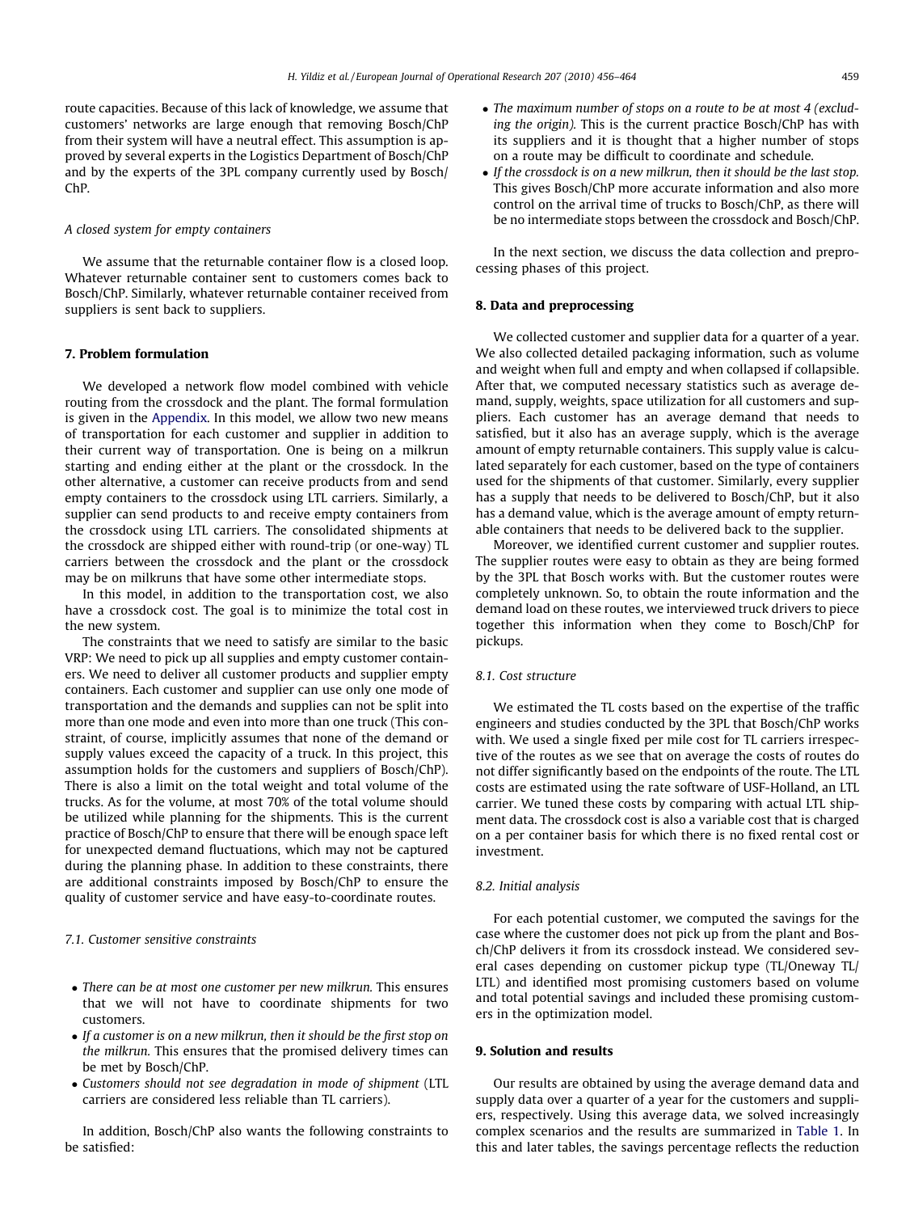route capacities. Because of this lack of knowledge, we assume that customers' networks are large enough that removing Bosch/ChP from their system will have a neutral effect. This assumption is approved by several experts in the Logistics Department of Bosch/ChP and by the experts of the 3PL company currently used by Bosch/ChP.

*A closed system for empty containers*

We assume that the returnable container flow is a closed loop. Whatever returnable container sent to customers comes back to Bosch/ChP. Similarly, whatever returnable container received from suppliers is sent back to suppliers.

## 7. Problem formulation

We developed a network flow model combined with vehicle routing from the crossdock and the plant. The formal formulation is given in the Appendix. In this model, we allow two new means of transportation for each customer and supplier in addition to their current way of transportation. One is being on a milkrun starting and ending either at the plant or the crossdock. In the other alternative, a customer can receive products from and send empty containers to the crossdock using LTL carriers. Similarly, a supplier can send products to and receive empty containers from the crossdock using LTL carriers. The consolidated shipments at the crossdock are shipped either with round-trip (or one-way) TL carriers between the crossdock and the plant or the crossdock may be on milkruns that have some other intermediate stops.

In this model, in addition to the transportation cost, we also have a crossdock cost. The goal is to minimize the total cost in the new system.

The constraints that we need to satisfy are similar to the basic VRP: We need to pick up all supplies and empty customer containers. We need to deliver all customer products and supplier empty containers. Each customer and supplier can use only one mode of transportation and the demands and supplies can not be split into more than one mode and even into more than one truck (This constraint, of course, implicitly assumes that none of the demand or supply values exceed the capacity of a truck. In this project, this assumption holds for the customers and suppliers of Bosch/ChP). There is also a limit on the total weight and total volume of the trucks. As for the volume, at most 70% of the total volume should be utilized while planning for the shipments. This is the current practice of Bosch/ChP to ensure that there will be enough space left for unexpected demand fluctuations, which may not be captured during the planning phase. In addition to these constraints, there are additional constraints imposed by Bosch/ChP to ensure the quality of customer service and have easy-to-coordinate routes.

### 7.1. Customer sensitive constraints

- *There can be at most one customer per new milkrun.* This ensures that we will not have to coordinate shipments for two customers.
- *If a customer is on a new milkrun, then it should be the first stop on the milkrun.* This ensures that the promised delivery times can be met by Bosch/ChP.
- *Customers should not see degradation in mode of shipment* (LTL carriers are considered less reliable than TL carriers).

In addition, Bosch/ChP also wants the following constraints to be satisfied:

- *The maximum number of stops on a route to be at most 4 (excluding the origin).* This is the current practice Bosch/ChP has with its suppliers and it is thought that a higher number of stops on a route may be difficult to coordinate and schedule.
- *If the crossdock is on a new milkrun, then it should be the last stop.* This gives Bosch/ChP more accurate information and also more control on the arrival time of trucks to Bosch/ChP, as there will be no intermediate stops between the crossdock and Bosch/ChP.

In the next section, we discuss the data collection and preprocessing phases of this project.

## 8. Data and preprocessing

We collected customer and supplier data for a quarter of a year. We also collected detailed packaging information, such as volume and weight when full and empty and when collapsed if collapsible. After that, we computed necessary statistics such as average demand, supply, weights, space utilization for all customers and suppliers. Each customer has an average demand that needs to satisfied, but it also has an average supply, which is the average amount of empty returnable containers. This supply value is calculated separately for each customer, based on the type of containers used for the shipments of that customer. Similarly, every supplier has a supply that needs to be delivered to Bosch/ChP, but it also has a demand value, which is the average amount of empty returnable containers that needs to be delivered back to the supplier.

Moreover, we identified current customer and supplier routes. The supplier routes were easy to obtain as they are being formed by the 3PL that Bosch works with. But the customer routes were completely unknown. So, to obtain the route information and the demand load on these routes, we interviewed truck drivers to piece together this information when they come to Bosch/ChP for pickups.

### 8.1. Cost structure

We estimated the TL costs based on the expertise of the traffic engineers and studies conducted by the 3PL that Bosch/ChP works with. We used a single fixed per mile cost for TL carriers irrespective of the routes as we see that on average the costs of routes do not differ significantly based on the endpoints of the route. The LTL costs are estimated using the rate software of USF-Holland, an LTL carrier. We tuned these costs by comparing with actual LTL shipment data. The crossdock cost is also a variable cost that is charged on a per container basis for which there is no fixed rental cost or investment.

### 8.2. Initial analysis

For each potential customer, we computed the savings for the case where the customer does not pick up from the plant and Bosch/ChP delivers it from its crossdock instead. We considered several cases depending on customer pickup type (TL/Oneway TL/LTL) and identified most promising customers based on volume and total potential savings and included these promising customers in the optimization model.

## 9. Solution and results

Our results are obtained by using the average demand data and supply data over a quarter of a year for the customers and suppliers, respectively. Using this average data, we solved increasingly complex scenarios and the results are summarized in Table 1. In this and later tables, the savings percentage reflects the reduction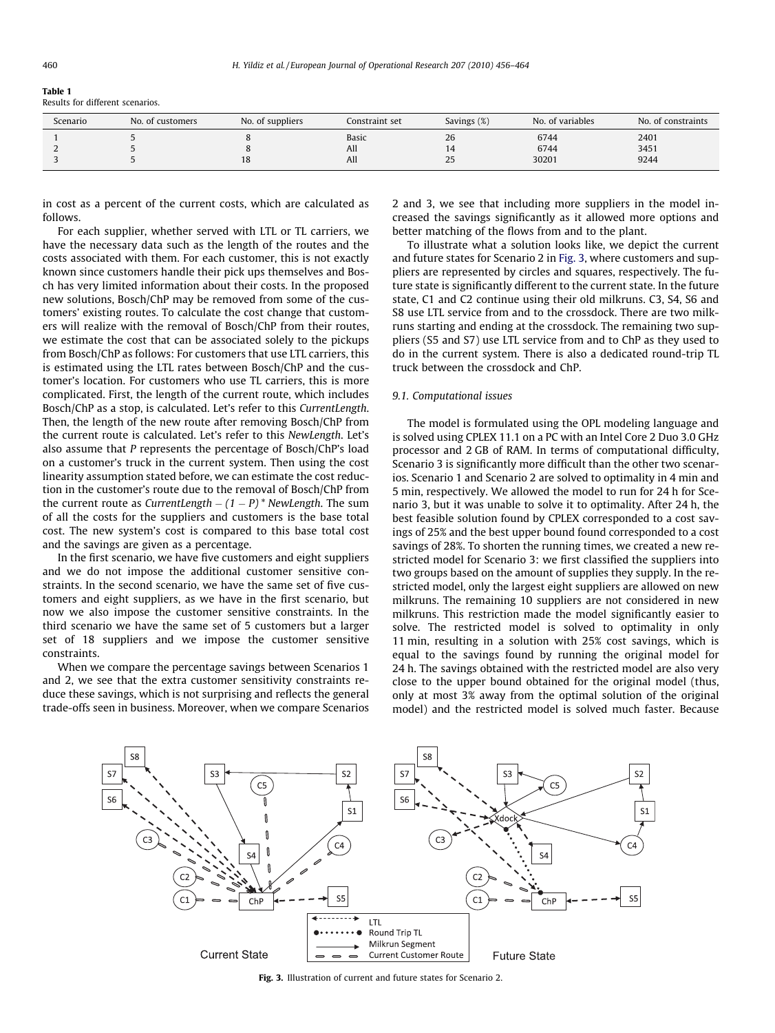**Table 1**
Results for different scenarios.

| Scenario | No. of customers | No. of suppliers | Constraint set | Savings (%) | No. of variables | No. of constraints |
|---|---|---|---|---|---|---|
| 1 | 5 | 8 | Basic | 26 | 6744 | 2401 |
| 2 | 5 | 8 | All | 14 | 6744 | 3451 |
| 3 | 5 | 18 | All | 25 | 30201 | 9244 |

in cost as a percent of the current costs, which are calculated as follows.

For each supplier, whether served with LTL or TL carriers, we have the necessary data such as the length of the routes and the costs associated with them. For each customer, this is not exactly known since customers handle their pick ups themselves and Bosch has very limited information about their costs. In the proposed new solutions, Bosch/ChP may be removed from some of the customers' existing routes. To calculate the cost change that customers will realize with the removal of Bosch/ChP from their routes, we estimate the cost that can be associated solely to the pickups from Bosch/ChP as follows: For customers that use LTL carriers, this is estimated using the LTL rates between Bosch/ChP and the customer's location. For customers who use TL carriers, this is more complicated. First, the length of the current route, which includes Bosch/ChP as a stop, is calculated. Let's refer to this *CurrentLength*. Then, the length of the new route after removing Bosch/ChP from the current route is calculated. Let's refer to this *NewLength*. Let's also assume that *P* represents the percentage of Bosch/ChP's load on a customer's truck in the current system. Then using the cost linearity assumption stated before, we can estimate the cost reduction in the customer's route due to the removal of Bosch/ChP from the current route as $CurrentLength - (1 - P) * NewLength$. The sum of all the costs for the suppliers and customers is the base total cost. The new system's cost is compared to this base total cost and the savings are given as a percentage.

In the first scenario, we have five customers and eight suppliers and we do not impose the additional customer sensitive constraints. In the second scenario, we have the same set of five customers and eight suppliers, as we have in the first scenario, but now we also impose the customer sensitive constraints. In the third scenario we have the same set of 5 customers but a larger set of 18 suppliers and we impose the customer sensitive constraints.

When we compare the percentage savings between Scenarios 1 and 2, we see that the extra customer sensitivity constraints reduce these savings, which is not surprising and reflects the general trade-offs seen in business. Moreover, when we compare Scenarios 2 and 3, we see that including more suppliers in the model increased the savings significantly as it allowed more options and better matching of the flows from and to the plant.

To illustrate what a solution looks like, we depict the current and future states for Scenario 2 in Fig. 3, where customers and suppliers are represented by circles and squares, respectively. The future state is significantly different to the current state. In the future state, C1 and C2 continue using their old milkruns. C3, S4, S6 and S8 use LTL service from and to the crossdock. There are two milkruns starting and ending at the crossdock. The remaining two suppliers (S5 and S7) use LTL service from and to ChP as they used to do in the current system. There is also a dedicated round-trip TL truck between the crossdock and ChP.

### 9.1. Computational issues

The model is formulated using the OPL modeling language and is solved using CPLEX 11.1 on a PC with an Intel Core 2 Duo 3.0 GHz processor and 2 GB of RAM. In terms of computational difficulty, Scenario 3 is significantly more difficult than the other two scenarios. Scenario 1 and Scenario 2 are solved to optimality in 4 min and 5 min, respectively. We allowed the model to run for 24 h for Scenario 3, but it was unable to solve it to optimality. After 24 h, the best feasible solution found by CPLEX corresponded to a cost savings of 25% and the best upper bound found corresponded to a cost savings of 28%. To shorten the running times, we created a new restricted model for Scenario 3: we first classified the suppliers into two groups based on the amount of supplies they supply. In the restricted model, only the largest eight suppliers are allowed on new milkruns. The remaining 10 suppliers are not considered in new milkruns. This restriction made the model significantly easier to solve. The restricted model is solved to optimality in only 11 min, resulting in a solution with 25% cost savings, which is equal to the savings found by running the original model for 24 h. The savings obtained with the restricted model are also very close to the upper bound obtained for the original model (thus, only at most 3% away from the optimal solution of the original model) and the restricted model is solved much faster. Because

**Fig. 3.** Illustration of current and future states for Scenario 2.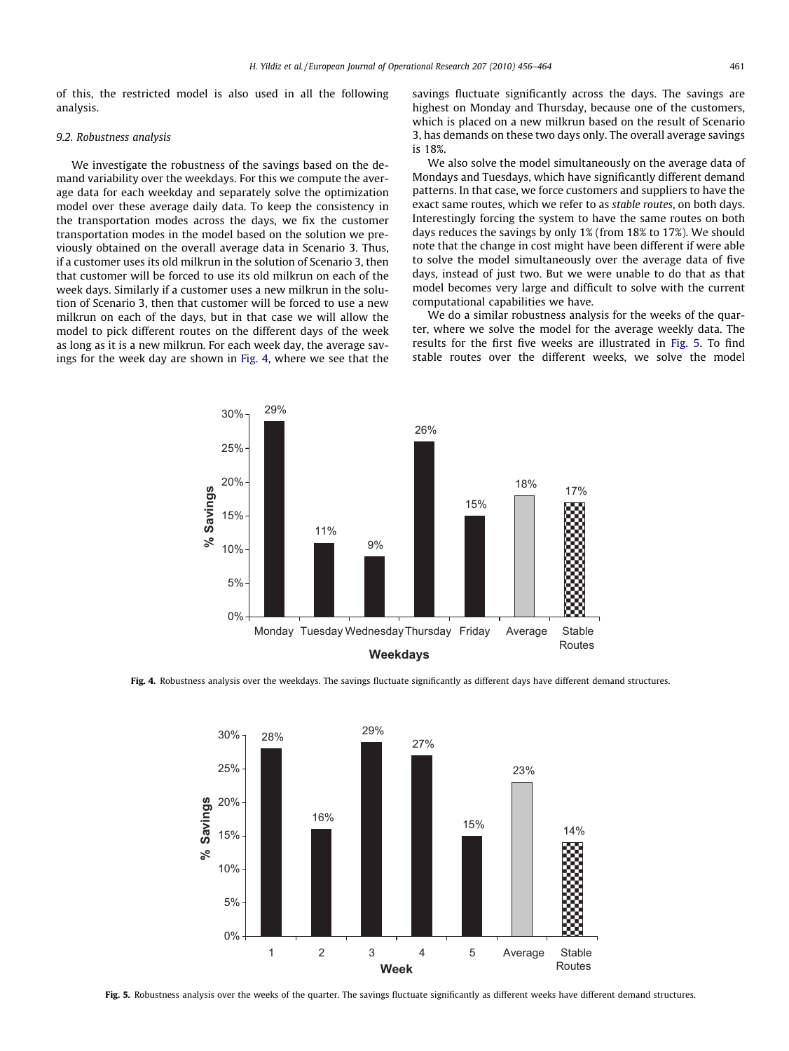of this, the restricted model is also used in all the following analysis.

### 9.2. Robustness analysis

We investigate the robustness of the savings based on the demand variability over the weekdays. For this we compute the average data for each weekday and separately solve the optimization model over these average daily data. To keep the consistency in the transportation modes across the days, we fix the customer transportation modes in the model based on the solution we previously obtained on the overall average data in Scenario 3. Thus, if a customer uses its old milkrun in the solution of Scenario 3, then that customer will be forced to use its old milkrun on each of the week days. Similarly if a customer uses a new milkrun in the solution of Scenario 3, then that customer will be forced to use a new milkrun on each of the days, but in that case we will allow the model to pick different routes on the different days of the week as long as it is a new milkrun. For each week day, the average savings for the week day are shown in Fig. 4, where we see that the savings fluctuate significantly across the days. The savings are highest on Monday and Thursday, because one of the customers, which is placed on a new milkrun based on the result of Scenario 3, has demands on these two days only. The overall average savings is 18%.

We also solve the model simultaneously on the average data of Mondays and Tuesdays, which have significantly different demand patterns. In that case, we force customers and suppliers to have the exact same routes, which we refer to as *stable routes*, on both days. Interestingly forcing the system to have the same routes on both days reduces the savings by only 1% (from 18% to 17%). We should note that the change in cost might have been different if were able to solve the model simultaneously over the average data of five days, instead of just two. But we were unable to do that as that model becomes very large and difficult to solve with the current computational capabilities we have.

We do a similar robustness analysis for the weeks of the quarter, where we solve the model for the average weekly data. The results for the first five weeks are illustrated in Fig. 5. To find stable routes over the different weeks, we solve the model

**Fig. 4.** Robustness analysis over the weekdays. The savings fluctuate significantly as different days have different demand structures.

**Fig. 5.** Robustness analysis over the weeks of the quarter. The savings fluctuate significantly as different weeks have different demand structures.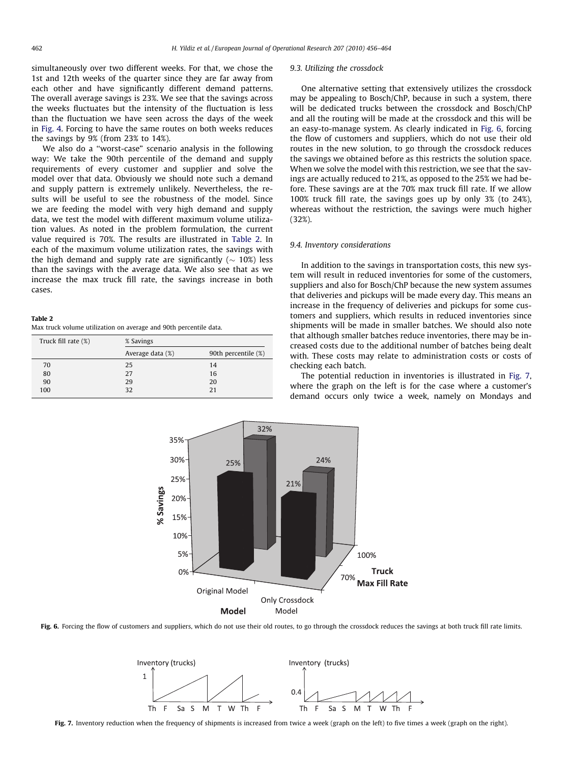simultaneously over two different weeks. For that, we chose the 1st and 12th weeks of the quarter since they are far away from each other and have significantly different demand patterns. The overall average savings is 23%. We see that the savings across the weeks fluctuates but the intensity of the fluctuation is less than the fluctuation we have seen across the days of the week in Fig. 4. Forcing to have the same routes on both weeks reduces the savings by 9% (from 23% to 14%).

We also do a "worst-case" scenario analysis in the following way: We take the 90th percentile of the demand and supply requirements of every customer and supplier and solve the model over that data. Obviously we should note such a demand and supply pattern is extremely unlikely. Nevertheless, the results will be useful to see the robustness of the model. Since we are feeding the model with very high demand and supply data, we test the model with different maximum volume utilization values. As noted in the problem formulation, the current value required is 70%. The results are illustrated in Table 2. In each of the maximum volume utilization rates, the savings with the high demand and supply rate are significantly (∼ 10%) less than the savings with the average data. We also see that as we increase the max truck fill rate, the savings increase in both cases.

**Table 2**
Max truck volume utilization on average and 90th percentile data.

| Truck fill rate (%) | % Savings | |
|---|---|---|
| | Average data (%) | 90th percentile (%) |
| 70 | 25 | 14 |
| 80 | 27 | 16 |
| 90 | 29 | 20 |
| 100 | 32 | 21 |

### 9.3. Utilizing the crossdock

One alternative setting that extensively utilizes the crossdock may be appealing to Bosch/ChP, because in such a system, there will be dedicated trucks between the crossdock and Bosch/ChP and all the routing will be made at the crossdock and this will be an easy-to-manage system. As clearly indicated in Fig. 6, forcing the flow of customers and suppliers, which do not use their old routes in the new solution, to go through the crossdock reduces the savings we obtained before as this restricts the solution space. When we solve the model with this restriction, we see that the savings are actually reduced to 21%, as opposed to the 25% we had before. These savings are at the 70% max truck fill rate. If we allow 100% truck fill rate, the savings goes up by only 3% (to 24%), whereas without the restriction, the savings were much higher (32%).

### 9.4. Inventory considerations

In addition to the savings in transportation costs, this new system will result in reduced inventories for some of the customers, suppliers and also for Bosch/ChP because the new system assumes that deliveries and pickups will be made every day. This means an increase in the frequency of deliveries and pickups for some customers and suppliers, which results in reduced inventories since shipments will be made in smaller batches. We should also note that although smaller batches reduce inventories, there may be increased costs due to the additional number of batches being dealt with. These costs may relate to administration costs or costs of checking each batch.

The potential reduction in inventories is illustrated in Fig. 7, where the graph on the left is for the case where a customer's demand occurs only twice a week, namely on Mondays and

**Fig. 6.** Forcing the flow of customers and suppliers, which do not use their old routes, to go through the crossdock reduces the savings at both truck fill rate limits.

**Fig. 7.** Inventory reduction when the frequency of shipments is increased from twice a week (graph on the left) to five times a week (graph on the right).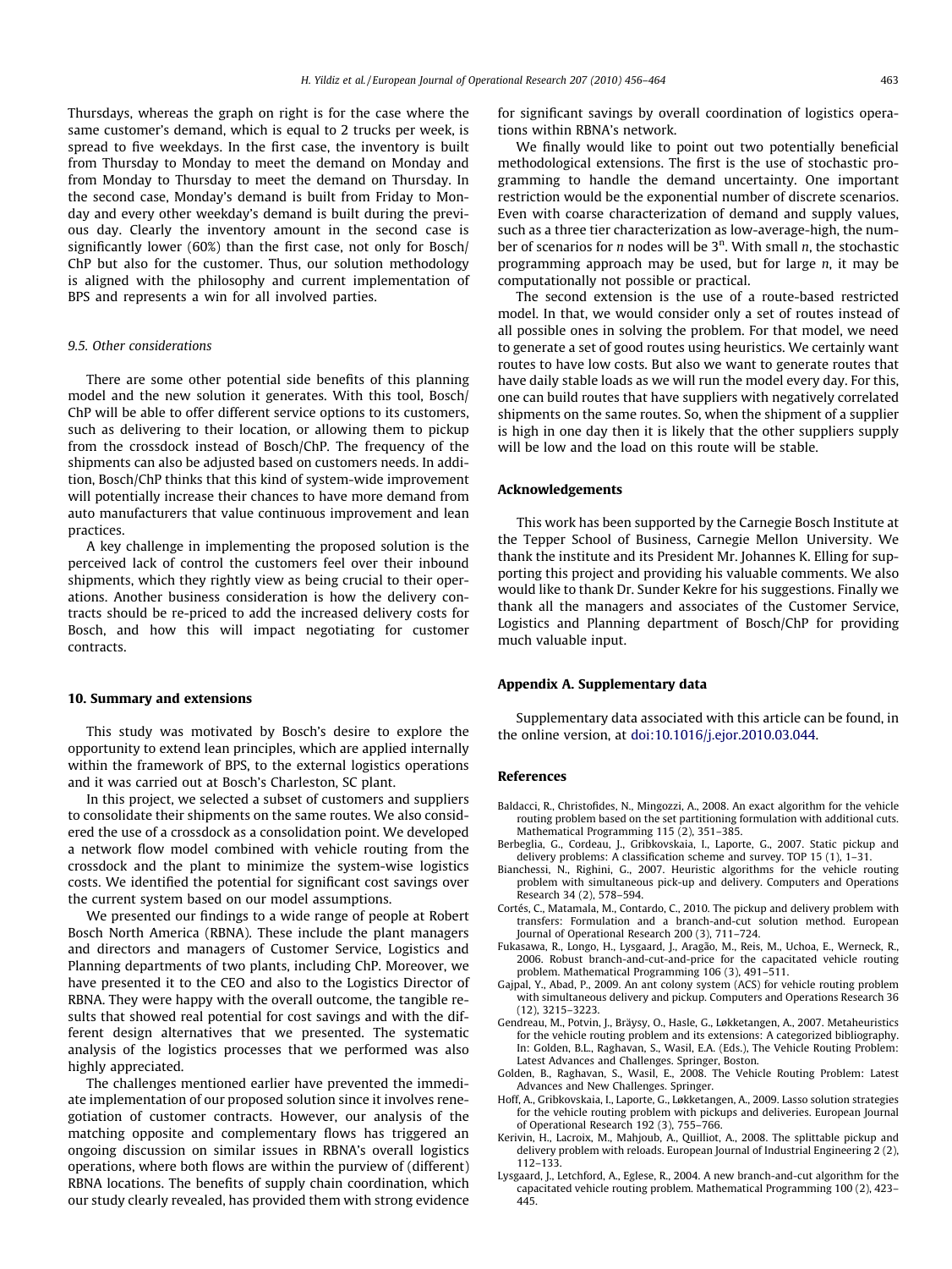Thursdays, whereas the graph on right is for the case where the same customer's demand, which is equal to 2 trucks per week, is spread to five weekdays. In the first case, the inventory is built from Thursday to Monday to meet the demand on Monday and from Monday to Thursday to meet the demand on Thursday. In the second case, Monday's demand is built from Friday to Monday and every other weekday's demand is built during the previous day. Clearly the inventory amount in the second case is significantly lower (60%) than the first case, not only for Bosch/ChP but also for the customer. Thus, our solution methodology is aligned with the philosophy and current implementation of BPS and represents a win for all involved parties.

### 9.5. Other considerations

There are some other potential side benefits of this planning model and the new solution it generates. With this tool, Bosch/ChP will be able to offer different service options to its customers, such as delivering to their location, or allowing them to pickup from the crossdock instead of Bosch/ChP. The frequency of the shipments can also be adjusted based on customers needs. In addition, Bosch/ChP thinks that this kind of system-wide improvement will potentially increase their chances to have more demand from auto manufacturers that value continuous improvement and lean practices.

A key challenge in implementing the proposed solution is the perceived lack of control the customers feel over their inbound shipments, which they rightly view as being crucial to their operations. Another business consideration is how the delivery contracts should be re-priced to add the increased delivery costs for Bosch, and how this will impact negotiating for customer contracts.

## 10. Summary and extensions

This study was motivated by Bosch's desire to explore the opportunity to extend lean principles, which are applied internally within the framework of BPS, to the external logistics operations and it was carried out at Bosch's Charleston, SC plant.

In this project, we selected a subset of customers and suppliers to consolidate their shipments on the same routes. We also considered the use of a crossdock as a consolidation point. We developed a network flow model combined with vehicle routing from the crossdock and the plant to minimize the system-wise logistics costs. We identified the potential for significant cost savings over the current system based on our model assumptions.

We presented our findings to a wide range of people at Robert Bosch North America (RBNA). These include the plant managers and directors and managers of Customer Service, Logistics and Planning departments of two plants, including ChP. Moreover, we have presented it to the CEO and also to the Logistics Director of RBNA. They were happy with the overall outcome, the tangible results that showed real potential for cost savings and with the different design alternatives that we presented. The systematic analysis of the logistics processes that we performed was also highly appreciated.

The challenges mentioned earlier have prevented the immediate implementation of our proposed solution since it involves renegotiation of customer contracts. However, our analysis of the matching opposite and complementary flows has triggered an ongoing discussion on similar issues in RBNA's overall logistics operations, where both flows are within the purview of (different) RBNA locations. The benefits of supply chain coordination, which our study clearly revealed, has provided them with strong evidence for significant savings by overall coordination of logistics operations within RBNA's network.

We finally would like to point out two potentially beneficial methodological extensions. The first is the use of stochastic programming to handle the demand uncertainty. One important restriction would be the exponential number of discrete scenarios. Even with coarse characterization of demand and supply values, such as a three tier characterization as low-average-high, the number of scenarios for $n$ nodes will be $3^n$. With small $n$, the stochastic programming approach may be used, but for large $n$, it may be computationally not possible or practical.

The second extension is the use of a route-based restricted model. In that, we would consider only a set of routes instead of all possible ones in solving the problem. For that model, we need to generate a set of good routes using heuristics. We certainly want routes to have low costs. But also we want to generate routes that have daily stable loads as we will run the model every day. For this, one can build routes that have suppliers with negatively correlated shipments on the same routes. So, when the shipment of a supplier is high in one day then it is likely that the other suppliers supply will be low and the load on this route will be stable.

## Acknowledgements

This work has been supported by the Carnegie Bosch Institute at the Tepper School of Business, Carnegie Mellon University. We thank the institute and its President Mr. Johannes K. Elling for supporting this project and providing his valuable comments. We also would like to thank Dr. Sunder Kekre for his suggestions. Finally we thank all the managers and associates of the Customer Service, Logistics and Planning department of Bosch/ChP for providing much valuable input.

## Appendix A. Supplementary data

Supplementary data associated with this article can be found, in the online version, at doi:10.1016/j.ejor.2010.03.044.

## References

- Baldacci, R., Christofides, N., Mingozzi, A., 2008. An exact algorithm for the vehicle routing problem based on the set partitioning formulation with additional cuts. Mathematical Programming 115 (2), 351–385.
- Berbeglia, G., Cordeau, J., Gribkovskaia, I., Laporte, G., 2007. Static pickup and delivery problems: A classification scheme and survey. TOP 15 (1), 1–31.
- Bianchessi, N., Righini, G., 2007. Heuristic algorithms for the vehicle routing problem with simultaneous pick-up and delivery. Computers and Operations Research 34 (2), 578–594.
- Cortés, C., Matamala, M., Contardo, C., 2010. The pickup and delivery problem with transfers: Formulation and a branch-and-cut solution method. European Journal of Operational Research 200 (3), 711–724.
- Fukasawa, R., Longo, H., Lysgaard, J., Aragão, M., Reis, M., Uchoa, E., Werneck, R., 2006. Robust branch-and-cut-and-price for the capacitated vehicle routing problem. Mathematical Programming 106 (3), 491–511.
- Gajpal, Y., Abad, P., 2009. An ant colony system (ACS) for vehicle routing problem with simultaneous delivery and pickup. Computers and Operations Research 36 (12), 3215–3223.
- Gendreau, M., Potvin, J., Bräysy, O., Hasle, G., Løkketangen, A., 2007. Metaheuristics for the vehicle routing problem and its extensions: A categorized bibliography. In: Golden, B.L., Raghavan, S., Wasil, E.A. (Eds.), The Vehicle Routing Problem: Latest Advances and Challenges. Springer, Boston.
- Golden, B., Raghavan, S., Wasil, E., 2008. The Vehicle Routing Problem: Latest Advances and New Challenges. Springer.
- Hoff, A., Gribkovskaia, I., Laporte, G., Løkketangen, A., 2009. Lasso solution strategies for the vehicle routing problem with pickups and deliveries. European Journal of Operational Research 192 (3), 755–766.
- Kerivin, H., Lacroix, M., Mahjoub, A., Quilliot, A., 2008. The splittable pickup and delivery problem with reloads. European Journal of Industrial Engineering 2 (2), 112–133.
- Lysgaard, J., Letchford, A., Eglese, R., 2004. A new branch-and-cut algorithm for the capacitated vehicle routing problem. Mathematical Programming 100 (2), 423–445.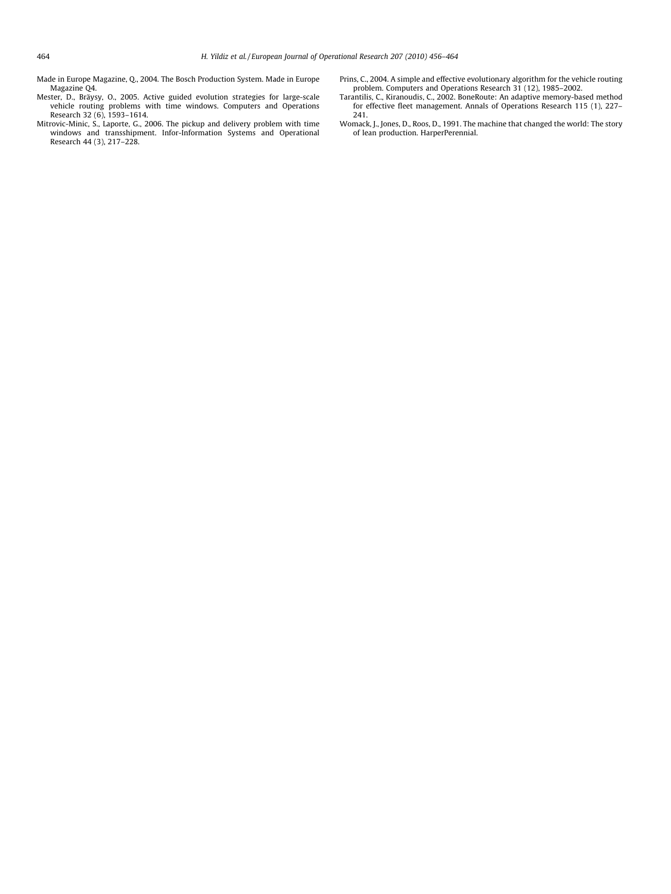Made in Europe Magazine, Q., 2004. The Bosch Production System. Made in Europe Magazine Q4.

Mester, D., Bräysy, O., 2005. Active guided evolution strategies for large-scale vehicle routing problems with time windows. Computers and Operations Research 32 (6), 1593–1614.

Mitrovic-Minic, S., Laporte, G., 2006. The pickup and delivery problem with time windows and transshipment. Infor-Information Systems and Operational Research 44 (3), 217–228.

Prins, C., 2004. A simple and effective evolutionary algorithm for the vehicle routing problem. Computers and Operations Research 31 (12), 1985–2002.

Tarantilis, C., Kiranoudis, C., 2002. BoneRoute: An adaptive memory-based method for effective fleet management. Annals of Operations Research 115 (1), 227–241.

Womack, J., Jones, D., Roos, D., 1991. The machine that changed the world: The story of lean production. HarperPerennial.